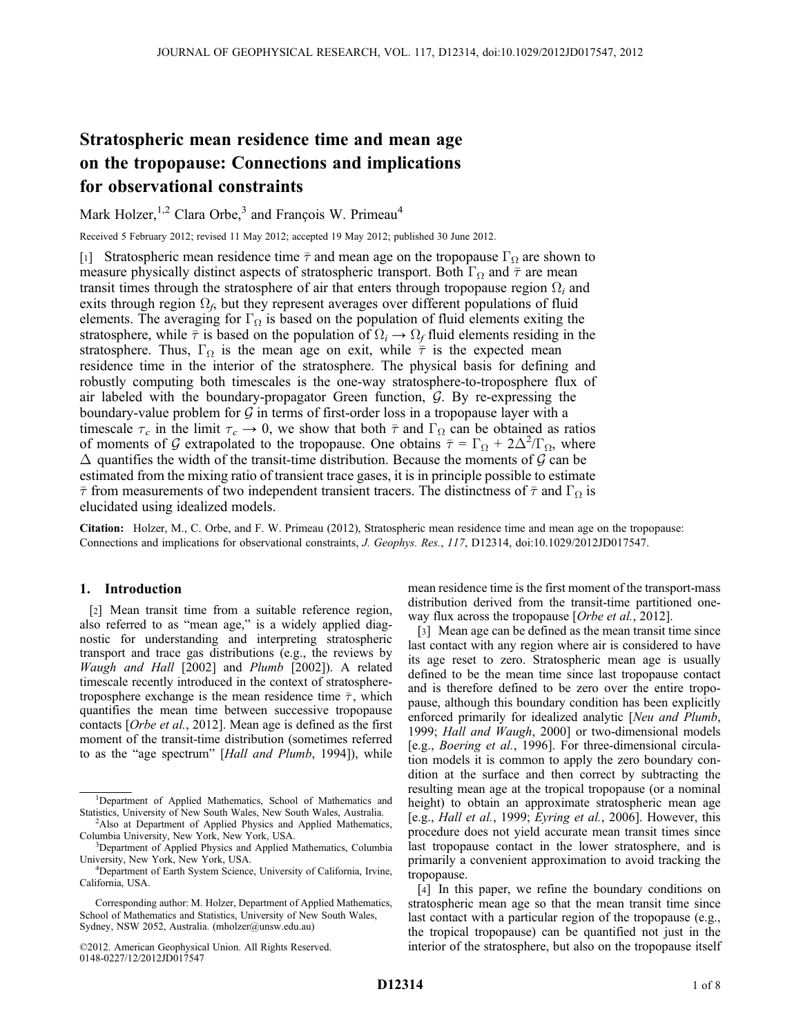# Stratospheric mean residence time and mean age on the tropopause: Connections and implications for observational constraints

Mark Holzer,[1,2] Clara Orbe,[3] and François W. Primeau[4]

Received 5 February 2012; revised 11 May 2012; accepted 19 May 2012; published 30 June 2012.

[1] Stratospheric mean residence time $\bar{\tau}$ and mean age on the tropopause $\Gamma_\Omega$ are shown to measure physically distinct aspects of stratospheric transport. Both $\Gamma_\Omega$ and $\bar{\tau}$ are mean transit times through the stratosphere of air that enters through tropopause region $\Omega_i$ and exits through region $\Omega_f$, but they represent averages over different populations of fluid elements. The averaging for $\Gamma_\Omega$ is based on the population of fluid elements exiting the stratosphere, while $\bar{\tau}$ is based on the population of $\Omega_i \rightarrow \Omega_f$ fluid elements residing in the stratosphere. Thus, $\Gamma_\Omega$ is the mean age on exit, while $\bar{\tau}$ is the expected mean residence time in the interior of the stratosphere. The physical basis for defining and robustly computing both timescales is the one-way stratosphere-to-troposphere flux of air labeled with the boundary-propagator Green function, $\mathcal{G}$. By re-expressing the boundary-value problem for $\mathcal{G}$ in terms of first-order loss in a tropopause layer with a timescale $\tau_c$ in the limit $\tau_c \rightarrow 0$, we show that both $\bar{\tau}$ and $\Gamma_\Omega$ can be obtained as ratios of moments of $\mathcal{G}$ extrapolated to the tropopause. One obtains $\bar{\tau} = \Gamma_\Omega + 2\Delta^2/\Gamma_\Omega$, where $\Delta$ quantifies the width of the transit-time distribution. Because the moments of $\mathcal{G}$ can be estimated from the mixing ratio of transient trace gases, it is in principle possible to estimate $\bar{\tau}$ from measurements of two independent transient tracers. The distinctness of $\bar{\tau}$ and $\Gamma_\Omega$ is elucidated using idealized models.

**Citation:** Holzer, M., C. Orbe, and F. W. Primeau (2012), Stratospheric mean residence time and mean age on the tropopause: Connections and implications for observational constraints, *J. Geophys. Res.*, *117*, D12314, doi:10.1029/2012JD017547.

## 1. Introduction

[2] Mean transit time from a suitable reference region, also referred to as "mean age," is a widely applied diagnostic for understanding and interpreting stratospheric transport and trace gas distributions (e.g., the reviews by *Waugh and Hall* [2002] and *Plumb* [2002]). A related timescale recently introduced in the context of stratosphere-troposphere exchange is the mean residence time $\bar{\tau}$, which quantifies the mean time between successive tropopause contacts [*Orbe et al.*, 2012]. Mean age is defined as the first moment of the transit-time distribution (sometimes referred to as the "age spectrum" [*Hall and Plumb*, 1994]), while mean residence time is the first moment of the transport-mass distribution derived from the transit-time partitioned one-way flux across the tropopause [*Orbe et al.*, 2012].

[3] Mean age can be defined as the mean transit time since last contact with any region where air is considered to have its age reset to zero. Stratospheric mean age is usually defined to be the mean time since last tropopause contact and is therefore defined to be zero over the entire tropopause, although this boundary condition has been explicitly enforced primarily for idealized analytic [*Neu and Plumb*, 1999; *Hall and Waugh*, 2000] or two-dimensional models [e.g., *Boering et al.*, 1996]. For three-dimensional circulation models it is common to apply the zero boundary condition at the surface and then correct by subtracting the resulting mean age at the tropical tropopause (or a nominal height) to obtain an approximate stratospheric mean age [e.g., *Hall et al.*, 1999; *Eyring et al.*, 2006]. However, this procedure does not yield accurate mean transit times since last tropopause contact in the lower stratosphere, and is primarily a convenient approximation to avoid tracking the tropopause.

[4] In this paper, we refine the boundary conditions on stratospheric mean age so that the mean transit time since last contact with a particular region of the tropopause (e.g., the tropical tropopause) can be quantified not just in the interior of the stratosphere, but also on the tropopause itself

---

[1] Department of Applied Mathematics, School of Mathematics and Statistics, University of New South Wales, New South Wales, Australia.

[2] Also at Department of Applied Physics and Applied Mathematics, Columbia University, New York, New York, USA.

[3] Department of Applied Physics and Applied Mathematics, Columbia University, New York, New York, USA.

[4] Department of Earth System Science, University of California, Irvine, California, USA.

Corresponding author: M. Holzer, Department of Applied Mathematics, School of Mathematics and Statistics, University of New South Wales, Sydney, NSW 2052, Australia. (mholzer@unsw.edu.au)

©2012. American Geophysical Union. All Rights Reserved.
0148-0227/12/2012JD017547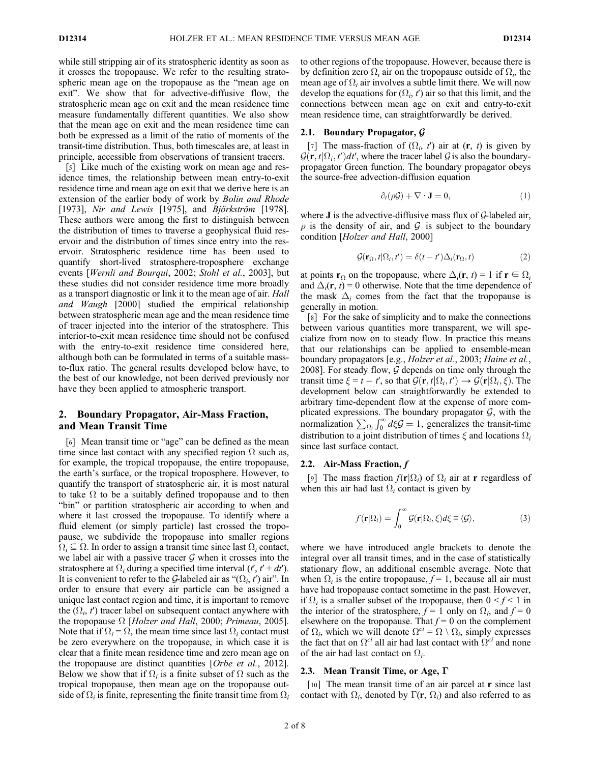while still stripping air of its stratospheric identity as soon as it crosses the tropopause. We refer to the resulting stratospheric mean age on the tropopause as the "mean age on exit". We show that for advective-diffusive flow, the stratospheric mean age on exit and the mean residence time measure fundamentally different quantities. We also show that the mean age on exit and the mean residence time can both be expressed as a limit of the ratio of moments of the transit-time distribution. Thus, both timescales are, at least in principle, accessible from observations of transient tracers.

[5] Like much of the existing work on mean age and residence times, the relationship between mean entry-to-exit residence time and mean age on exit that we derive here is an extension of the earlier body of work by *Bolin and Rhode* [1973], *Nir and Lewis* [1975], and *Björkström* [1978]. These authors were among the first to distinguish between the distribution of times to traverse a geophysical fluid reservoir and the distribution of times since entry into the reservoir. Stratospheric residence time has been used to quantify short-lived stratosphere-troposphere exchange events [*Wernli and Bourqui*, 2002; *Stohl et al.*, 2003], but these studies did not consider residence time more broadly as a transport diagnostic or link it to the mean age of air. *Hall and Waugh* [2000] studied the empirical relationship between stratospheric mean age and the mean residence time of tracer injected into the interior of the stratosphere. This interior-to-exit mean residence time should not be confused with the entry-to-exit residence time considered here, although both can be formulated in terms of a suitable mass-to-flux ratio. The general results developed below have, to the best of our knowledge, not been derived previously nor have they been applied to atmospheric transport.

## 2. Boundary Propagator, Air-Mass Fraction, and Mean Transit Time

[6] Mean transit time or "age" can be defined as the mean time since last contact with any specified region $\Omega$ such as, for example, the tropical tropopause, the entire tropopause, the earth's surface, or the tropical troposphere. However, to quantify the transport of stratospheric air, it is most natural to take $\Omega$ to be a suitably defined tropopause and to then "bin" or partition stratospheric air according to when and where it last crossed the tropopause. To identify where a fluid element (or simply particle) last crossed the tropopause, we subdivide the tropopause into smaller regions $\Omega_i \subseteq \Omega$. In order to assign a transit time since last $\Omega_i$ contact, we label air with a passive tracer $\mathcal{G}$ when it crosses into the stratosphere at $\Omega_i$ during a specified time interval $(t', t' + dt')$. It is convenient to refer to the $\mathcal{G}$-labeled air as "$(\Omega_i, t')$ air". In order to ensure that every air particle can be assigned a unique last contact region and time, it is important to remove the $(\Omega_i, t')$ tracer label on subsequent contact anywhere with the tropopause $\Omega$ [*Holzer and Hall*, 2000; *Primeau*, 2005]. Note that if $\Omega_i = \Omega$, the mean time since last $\Omega_i$ contact must be zero everywhere on the tropopause, in which case it is clear that a finite mean residence time and zero mean age on the tropopause are distinct quantities [*Orbe et al.*, 2012]. Below we show that if $\Omega_i$ is a finite subset of $\Omega$ such as the tropical tropopause, then mean age on the tropopause outside of $\Omega_i$ is finite, representing the finite transit time from $\Omega_i$ to other regions of the tropopause. However, because there is by definition zero $\Omega_i$ air on the tropopause outside of $\Omega_i$, the mean age of $\Omega_i$ air involves a subtle limit there. We will now develop the equations for $(\Omega_i, t')$ air so that this limit, and the connections between mean age on exit and entry-to-exit mean residence time, can straightforwardly be derived.

### 2.1. Boundary Propagator, $\mathcal{G}$

[7] The mass-fraction of $(\Omega_i, t')$ air at $(\mathbf{r}, t)$ is given by $\mathcal{G}(\mathbf{r}, t|\Omega_i, t')dt'$, where the tracer label $\mathcal{G}$ is also the boundary-propagator Green function. The boundary propagator obeys the source-free advection-diffusion equation

$$\partial_t(\rho\mathcal{G}) + \nabla \cdot \mathbf{J} = 0, \tag{1}$$

where $\mathbf{J}$ is the advective-diffusive mass flux of $\mathcal{G}$-labeled air, $\rho$ is the density of air, and $\mathcal{G}$ is subject to the boundary condition [*Holzer and Hall*, 2000]

$$\mathcal{G}(\mathbf{r}_\Omega, t|\Omega_i, t') = \delta(t - t')\Delta_i(\mathbf{r}_\Omega, t) \tag{2}$$

at points $\mathbf{r}_\Omega$ on the tropopause, where $\Delta_i(\mathbf{r}, t) = 1$ if $\mathbf{r} \in \Omega_i$ and $\Delta_i(\mathbf{r}, t) = 0$ otherwise. Note that the time dependence of the mask $\Delta_i$ comes from the fact that the tropopause is generally in motion.

[8] For the sake of simplicity and to make the connections between various quantities more transparent, we will specialize from now on to steady flow. In practice this means that our relationships can be applied to ensemble-mean boundary propagators [e.g., *Holzer et al.*, 2003; *Haine et al.*, 2008]. For steady flow, $\mathcal{G}$ depends on time only through the transit time $\xi = t - t'$, so that $\mathcal{G}(\mathbf{r}, t|\Omega_i, t') \to \mathcal{G}(\mathbf{r}|\Omega_i, \xi)$. The development below can straightforwardly be extended to arbitrary time-dependent flow at the expense of more complicated expressions. The boundary propagator $\mathcal{G}$, with the normalization $\sum_{\Omega_i} \int_0^\infty d\xi\mathcal{G} = 1$, generalizes the transit-time distribution to a joint distribution of times $\xi$ and locations $\Omega_i$ since last surface contact.

### 2.2. Air-Mass Fraction, $f$

[9] The mass fraction $f(\mathbf{r}|\Omega_i)$ of $\Omega_i$ air at $\mathbf{r}$ regardless of when this air had last $\Omega_i$ contact is given by

$$f(\mathbf{r}|\Omega_i) = \int_0^\infty \mathcal{G}(\mathbf{r}|\Omega_i, \xi)d\xi \equiv \langle\mathcal{G}\rangle, \tag{3}$$

where we have introduced angle brackets to denote the integral over all transit times, and in the case of statistically stationary flow, an additional ensemble average. Note that when $\Omega_i$ is the entire tropopause, $f = 1$, because all air must have had tropopause contact sometime in the past. However, if $\Omega_i$ is a smaller subset of the tropopause, then $0 < f < 1$ in the interior of the stratosphere, $f = 1$ only on $\Omega_i$, and $f = 0$ elsewhere on the tropopause. That $f = 0$ on the complement of $\Omega_i$, which we will denote $\Omega^{ci} = \Omega \setminus \Omega_i$, simply expresses the fact that on $\Omega^{ci}$ all air had last contact with $\Omega^{ci}$ and none of the air had last contact on $\Omega_i$.

### 2.3. Mean Transit Time, or Age, $\Gamma$

[10] The mean transit time of an air parcel at $\mathbf{r}$ since last contact with $\Omega_i$, denoted by $\Gamma(\mathbf{r}, \Omega_i)$ and also referred to as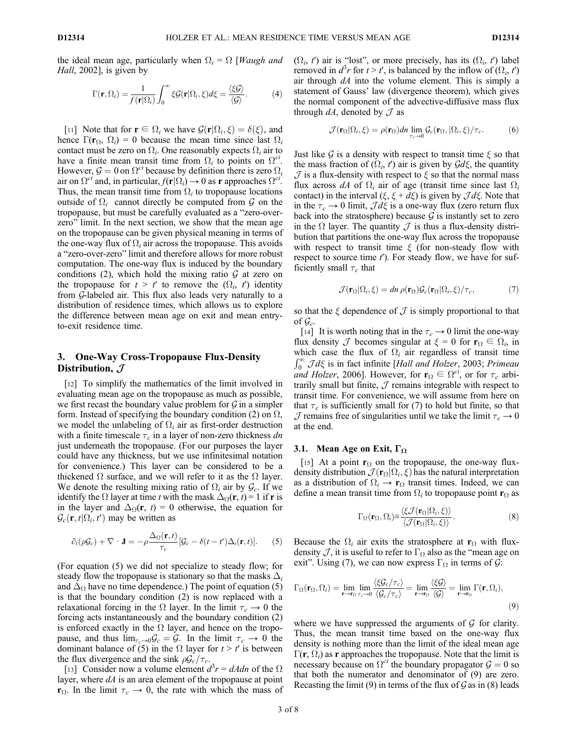the ideal mean age, particularly when $\Omega_i = \Omega$ [*Waugh and Hall*, 2002], is given by

$$\Gamma(\mathbf{r}, \Omega_i) = \frac{1}{f(\mathbf{r}|\Omega_i)} \int_0^\infty \xi \mathcal{G}(\mathbf{r}|\Omega_i, \xi) d\xi = \frac{\langle \xi \mathcal{G} \rangle}{\langle \mathcal{G} \rangle}. \quad (4)$$

[11] Note that for $\mathbf{r} \in \Omega_i$ we have $\mathcal{G}(\mathbf{r}|\Omega_i, \xi) = \delta(\xi)$, and hence $\Gamma(\mathbf{r}_\Omega, \Omega_i) = 0$ because the mean time since last $\Omega_i$ contact must be zero on $\Omega_i$. One reasonably expects $\Omega_i$ air to have a finite mean transit time from $\Omega_i$ to points on $\Omega^{ci}$. However, $\mathcal{G} = 0$ on $\Omega^{ci}$ because by definition there is zero $\Omega_i$ air on $\Omega^{ci}$ and, in particular, $f(\mathbf{r}|\Omega_i) \to 0$ as $\mathbf{r}$ approaches $\Omega^{ci}$. Thus, the mean transit time from $\Omega_i$ to tropopause locations outside of $\Omega_i$ cannot directly be computed from $\mathcal{G}$ on the tropopause, but must be carefully evaluated as a "zero-over-zero" limit. In the next section, we show that the mean age on the tropopause can be given physical meaning in terms of the one-way flux of $\Omega_i$ air across the tropopause. This avoids a "zero-over-zero" limit and therefore allows for more robust computation. The one-way flux is induced by the boundary conditions (2), which hold the mixing ratio $\mathcal{G}$ at zero on the tropopause for $t > t'$ to remove the $(\Omega_i, t')$ identity from $\mathcal{G}$-labeled air. This flux also leads very naturally to a distribution of residence times, which allows us to explore the difference between mean age on exit and mean entry-to-exit residence time.

## 3. One-Way Cross-Tropopause Flux-Density Distribution, $\mathcal{J}$

[12] To simplify the mathematics of the limit involved in evaluating mean age on the tropopause as much as possible, we first recast the boundary value problem for $\mathcal{G}$ in a simpler form. Instead of specifying the boundary condition (2) on $\Omega$, we model the unlabeling of $\Omega_i$ air as first-order destruction with a finite timescale $\tau_c$ in a layer of non-zero thickness $dn$ just underneath the tropopause. (For our purposes the layer could have any thickness, but we use infinitesimal notation for convenience.) This layer can be considered to be a thickened $\Omega$ surface, and we will refer to it as the $\Omega$ layer. We denote the resulting mixing ratio of $\Omega_i$ air by $\mathcal{G}_c$. If we identify the $\Omega$ layer at time $t$ with the mask $\Delta_\Omega(\mathbf{r}, t) = 1$ if $\mathbf{r}$ is in the layer and $\Delta_\Omega(\mathbf{r}, t) = 0$ otherwise, the equation for $\mathcal{G}_c(\mathbf{r}, t|\Omega_i, t')$ may be written as

$$\partial_t(\rho \mathcal{G}_c) + \nabla \cdot \mathbf{J} = -\rho \frac{\Delta_\Omega(\mathbf{r}, t)}{\tau_c} [\mathcal{G}_c - \delta(t - t')\Delta_i(\mathbf{r}, t)]. \quad (5)$$

(For equation (5) we did not specialize to steady flow; for steady flow the tropopause is stationary so that the masks $\Delta_i$ and $\Delta_\Omega$ have no time dependence.) The point of equation (5) is that the boundary condition (2) is now replaced with a relaxational forcing in the $\Omega$ layer. In the limit $\tau_c \to 0$ the forcing acts instantaneously and the boundary condition (2) is enforced exactly in the $\Omega$ layer, and hence on the tropopause, and thus $\lim_{\tau_c \to 0} \mathcal{G}_c = \mathcal{G}$. In the limit $\tau_c \to 0$ the dominant balance of (5) in the $\Omega$ layer for $t > t'$ is between the flux divergence and the sink $\rho \mathcal{G}_c/\tau_c$.

[13] Consider now a volume element $d^3r = dAdn$ of the $\Omega$ layer, where $dA$ is an area element of the tropopause at point $\mathbf{r}_\Omega$. In the limit $\tau_c \to 0$, the rate with which the mass of $(\Omega_i, t')$ air is "lost", or more precisely, has its $(\Omega_i, t')$ label removed in $d^3r$ for $t > t'$, is balanced by the inflow of $(\Omega_i, t')$ air through $dA$ into the volume element. This is simply a statement of Gauss' law (divergence theorem), which gives the normal component of the advective-diffusive mass flux through $dA$, denoted by $\mathcal{J}$ as

$$\mathcal{J}(\mathbf{r}_\Omega|\Omega_i, \xi) = \rho(\mathbf{r}_\Omega) dn \lim_{\tau_c \to 0} \mathcal{G}_c(\mathbf{r}_\Omega, |\Omega_i, \xi)/\tau_c. \quad (6)$$

Just like $\mathcal{G}$ is a density with respect to transit time $\xi$ so that the mass fraction of $(\Omega_i, t')$ air is given by $\mathcal{G}d\xi$, the quantity $\mathcal{J}$ is a flux-density with respect to $\xi$ so that the normal mass flux across $dA$ of $\Omega_i$ air of age (transit time since last $\Omega_i$ contact) in the interval $(\xi, \xi + d\xi)$ is given by $\mathcal{J}d\xi$. Note that in the $\tau_c \to 0$ limit, $\mathcal{J}d\xi$ is a one-way flux (zero return flux back into the stratosphere) because $\mathcal{G}$ is instantly set to zero in the $\Omega$ layer. The quantity $\mathcal{J}$ is thus a flux-density distribution that partitions the one-way flux across the tropopause with respect to transit time $\xi$ (for non-steady flow with respect to source time $t'$). For steady flow, we have for sufficiently small $\tau_c$ that

$$\mathcal{J}(\mathbf{r}_\Omega|\Omega_i, \xi) = dn\, \rho(\mathbf{r}_\Omega) \mathcal{G}_c(\mathbf{r}_\Omega|\Omega_i, \xi)/\tau_c, \quad (7)$$

so that the $\xi$ dependence of $\mathcal{J}$ is simply proportional to that of $\mathcal{G}_c$.

[14] It is worth noting that in the $\tau_c \to 0$ limit the one-way flux density $\mathcal{J}$ becomes singular at $\xi = 0$ for $\mathbf{r}_\Omega \in \Omega_i$, in which case the flux of $\Omega_i$ air regardless of transit time $\int_0^\infty \mathcal{J}d\xi$ is in fact infinite [*Hall and Holzer*, 2003; *Primeau and Holzer*, 2006]. However, for $\mathbf{r}_\Omega \in \Omega^{ci}$, or for $\tau_c$ arbitrarily small but finite, $\mathcal{J}$ remains integrable with respect to transit time. For convenience, we will assume from here on that $\tau_c$ is sufficiently small for (7) to hold but finite, so that $\mathcal{J}$ remains free of singularities until we take the limit $\tau_c \to 0$ at the end.

### 3.1. Mean Age on Exit, $\Gamma_\Omega$

[15] At a point $\mathbf{r}_\Omega$ on the tropopause, the one-way flux-density distribution $\mathcal{J}(\mathbf{r}_\Omega|\Omega_i, \xi)$ has the natural interpretation as a distribution of $\Omega_i \to \mathbf{r}_\Omega$ transit times. Indeed, we can define a mean transit time from $\Omega_i$ to tropopause point $\mathbf{r}_\Omega$ as

$$\Gamma_\Omega(\mathbf{r}_\Omega, \Omega_i) \equiv \frac{\langle \xi \mathcal{J}(\mathbf{r}_\Omega|\Omega_i, \xi) \rangle}{\langle \mathcal{J}(\mathbf{r}_\Omega|\Omega_i, \xi) \rangle}. \quad (8)$$

Because the $\Omega_i$ air exits the stratosphere at $\mathbf{r}_\Omega$ with flux-density $\mathcal{J}$, it is useful to refer to $\Gamma_\Omega$ also as the "mean age on exit". Using (7), we can now express $\Gamma_\Omega$ in terms of $\mathcal{G}$:

$$\Gamma_\Omega(\mathbf{r}_\Omega, \Omega_i) = \lim_{\mathbf{r} \to \mathbf{r}_\Omega} \lim_{\tau_c \to 0} \frac{\langle \xi \mathcal{G}_c/\tau_c \rangle}{\langle \mathcal{G}_c/\tau_c \rangle} = \lim_{\mathbf{r} \to \mathbf{r}_\Omega} \frac{\langle \xi \mathcal{G} \rangle}{\langle \mathcal{G} \rangle} = \lim_{\mathbf{r} \to \mathbf{r}_\Omega} \Gamma(\mathbf{r}, \Omega_i), \quad (9)$$

where we have suppressed the arguments of $\mathcal{G}$ for clarity. Thus, the mean transit time based on the one-way flux density is nothing more than the limit of the ideal mean age $\Gamma(\mathbf{r}, \Omega_i)$ as $\mathbf{r}$ approaches the tropopause. Note that the limit is necessary because on $\Omega^{ci}$ the boundary propagator $\mathcal{G} = 0$ so that both the numerator and denominator of (9) are zero. Recasting the limit (9) in terms of the flux of $\mathcal{G}$ as in (8) leads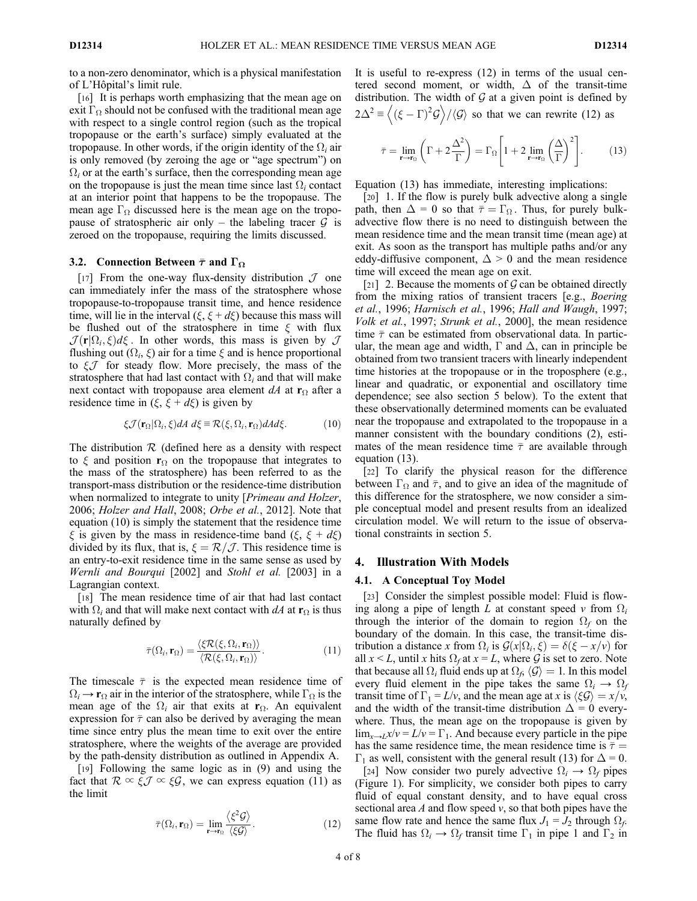to a non-zero denominator, which is a physical manifestation of L'Hôpital's limit rule.

[16] It is perhaps worth emphasizing that the mean age on exit $\Gamma_\Omega$ should not be confused with the traditional mean age with respect to a single control region (such as the tropical tropopause or the earth's surface) simply evaluated at the tropopause. In other words, if the origin identity of the $\Omega_i$ air is only removed (by zeroing the age or "age spectrum") on $\Omega_i$ or at the earth's surface, then the corresponding mean age on the tropopause is just the mean time since last $\Omega_i$ contact at an interior point that happens to be the tropopause. The mean age $\Gamma_\Omega$ discussed here is the mean age on the tropopause of stratospheric air only – the labeling tracer $\mathcal{G}$ is zeroed on the tropopause, requiring the limits discussed.

### 3.2. Connection Between $\bar{\tau}$ and $\Gamma_\Omega$

[17] From the one-way flux-density distribution $\mathcal{J}$ one can immediately infer the mass of the stratosphere whose tropopause-to-tropopause transit time, and hence residence time, will lie in the interval $(\xi, \xi + d\xi)$ because this mass will be flushed out of the stratosphere in time $\xi$ with flux $\mathcal{J}(\mathbf{r}|\Omega_i, \xi)d\xi$. In other words, this mass is given by $\mathcal{J}$ flushing out $(\Omega_i, \xi)$ air for a time $\xi$ and is hence proportional to $\xi\mathcal{J}$ for steady flow. More precisely, the mass of the stratosphere that had last contact with $\Omega_i$ and that will make next contact with tropopause area element $dA$ at $\mathbf{r}_\Omega$ after a residence time in $(\xi, \xi + d\xi)$ is given by

$$\xi\mathcal{J}(\mathbf{r}_\Omega|\Omega_i, \xi)dA\, d\xi \equiv \mathcal{R}(\xi, \Omega_i, \mathbf{r}_\Omega)dAd\xi. \qquad (10)$$

The distribution $\mathcal{R}$ (defined here as a density with respect to $\xi$ and position $\mathbf{r}_\Omega$ on the tropopause that integrates to the mass of the stratosphere) has been referred to as the transport-mass distribution or the residence-time distribution when normalized to integrate to unity [*Primeau and Holzer*, 2006; *Holzer and Hall*, 2008; *Orbe et al.*, 2012]. Note that equation (10) is simply the statement that the residence time $\xi$ is given by the mass in residence-time band $(\xi, \xi + d\xi)$ divided by its flux, that is, $\xi = \mathcal{R}/\mathcal{J}$. This residence time is an entry-to-exit residence time in the same sense as used by *Wernli and Bourqui* [2002] and *Stohl et al.* [2003] in a Lagrangian context.

[18] The mean residence time of air that had last contact with $\Omega_i$ and that will make next contact with $dA$ at $\mathbf{r}_\Omega$ is thus naturally defined by

$$\bar{\tau}(\Omega_i, \mathbf{r}_\Omega) = \frac{\langle \xi\mathcal{R}(\xi, \Omega_i, \mathbf{r}_\Omega)\rangle}{\langle \mathcal{R}(\xi, \Omega_i, \mathbf{r}_\Omega)\rangle}. \qquad (11)$$

The timescale $\bar{\tau}$ is the expected mean residence time of $\Omega_i \to \mathbf{r}_\Omega$ air in the interior of the stratosphere, while $\Gamma_\Omega$ is the mean age of the $\Omega_i$ air that exits at $\mathbf{r}_\Omega$. An equivalent expression for $\bar{\tau}$ can also be derived by averaging the mean time since entry plus the mean time to exit over the entire stratosphere, where the weights of the average are provided by the path-density distribution as outlined in Appendix A.

[19] Following the same logic as in (9) and using the fact that $\mathcal{R} \propto \xi\mathcal{J} \propto \xi\mathcal{G}$, we can express equation (11) as the limit

$$\bar{\tau}(\Omega_i, \mathbf{r}_\Omega) = \lim_{\mathbf{r}\to\mathbf{r}_\Omega} \frac{\langle \xi^2\mathcal{G}\rangle}{\langle \xi\mathcal{G}\rangle}. \qquad (12)$$

It is useful to re-express (12) in terms of the usual centered second moment, or width, $\Delta$ of the transit-time distribution. The width of $\mathcal{G}$ at a given point is defined by $2\Delta^2 \equiv \left\langle (\xi - \Gamma)^2\mathcal{G}\right\rangle / \langle \mathcal{G}\rangle$ so that we can rewrite (12) as

$$\bar{\tau} = \lim_{\mathbf{r}\to\mathbf{r}_\Omega} \left(\Gamma + 2\frac{\Delta^2}{\Gamma}\right) = \Gamma_\Omega \left[1 + 2 \lim_{\mathbf{r}\to\mathbf{r}_\Omega} \left(\frac{\Delta}{\Gamma}\right)^2\right]. \qquad (13)$$

Equation (13) has immediate, interesting implications:

[20] 1. If the flow is purely bulk advective along a single path, then $\Delta = 0$ so that $\bar{\tau} = \Gamma_\Omega$. Thus, for purely bulk-advective flow there is no need to distinguish between the mean residence time and the mean transit time (mean age) at exit. As soon as the transport has multiple paths and/or any eddy-diffusive component, $\Delta > 0$ and the mean residence time will exceed the mean age on exit.

[21] 2. Because the moments of $\mathcal{G}$ can be obtained directly from the mixing ratios of transient tracers [e.g., *Boering et al.*, 1996; *Harnisch et al.*, 1996; *Hall and Waugh*, 1997; *Volk et al.*, 1997; *Strunk et al.*, 2000], the mean residence time $\bar{\tau}$ can be estimated from observational data. In particular, the mean age and width, $\Gamma$ and $\Delta$, can in principle be obtained from two transient tracers with linearly independent time histories at the tropopause or in the troposphere (e.g., linear and quadratic, or exponential and oscillatory time dependence; see also section 5 below). To the extent that these observationally determined moments can be evaluated near the tropopause and extrapolated to the tropopause in a manner consistent with the boundary conditions (2), estimates of the mean residence time $\bar{\tau}$ are available through equation (13).

[22] To clarify the physical reason for the difference between $\Gamma_\Omega$ and $\bar{\tau}$, and to give an idea of the magnitude of this difference for the stratosphere, we now consider a simple conceptual model and present results from an idealized circulation model. We will return to the issue of observational constraints in section 5.

## 4. Illustration With Models

### 4.1. A Conceptual Toy Model

[23] Consider the simplest possible model: Fluid is flowing along a pipe of length $L$ at constant speed $v$ from $\Omega_i$ through the interior of the domain to region $\Omega_f$ on the boundary of the domain. In this case, the transit-time distribution a distance $x$ from $\Omega_i$ is $\mathcal{G}(x|\Omega_i, \xi) = \delta(\xi - x/v)$ for all $x < L$, until $x$ hits $\Omega_f$ at $x = L$, where $\mathcal{G}$ is set to zero. Note that because all $\Omega_i$ fluid ends up at $\Omega_f$, $\langle \mathcal{G}\rangle = 1$. In this model every fluid element in the pipe takes the same $\Omega_i \to \Omega_f$ transit time of $\Gamma_1 = L/v$, and the mean age at $x$ is $\langle \xi\mathcal{G}\rangle = x/v$, and the width of the transit-time distribution $\Delta = 0$ everywhere. Thus, the mean age on the tropopause is given by $\lim_{x\to L} x/v = L/v = \Gamma_1$. And because every particle in the pipe has the same residence time, the mean residence time is $\bar{\tau} = \Gamma_1$ as well, consistent with the general result (13) for $\Delta = 0$.

[24] Now consider two purely advective $\Omega_i \to \Omega_f$ pipes (Figure 1). For simplicity, we consider both pipes to carry fluid of equal constant density, and to have equal cross sectional area $A$ and flow speed $v$, so that both pipes have the same flow rate and hence the same flux $J_1 = J_2$ through $\Omega_f$. The fluid has $\Omega_i \to \Omega_f$ transit time $\Gamma_1$ in pipe 1 and $\Gamma_2$ in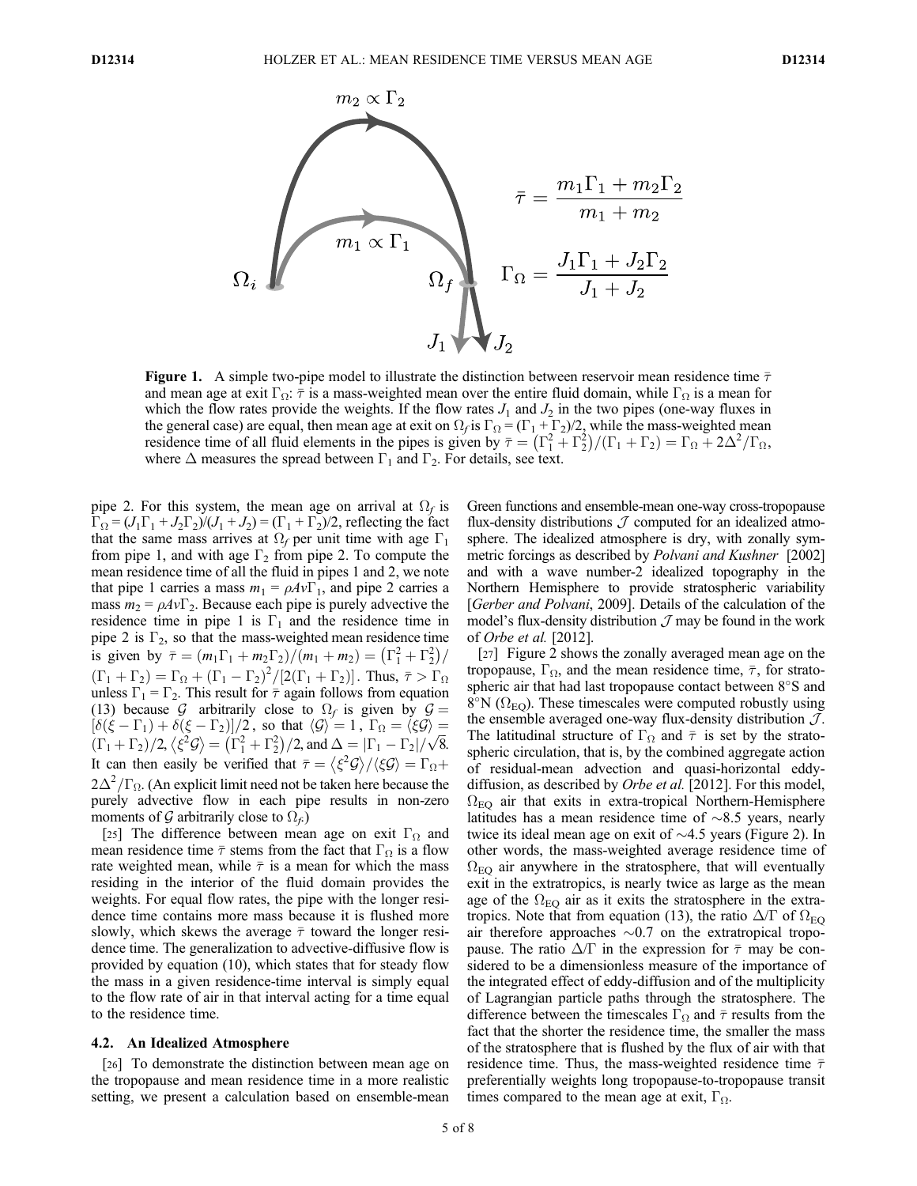**Figure 1.** A simple two-pipe model to illustrate the distinction between reservoir mean residence time $\bar{\tau}$ and mean age at exit $\Gamma_\Omega$: $\bar{\tau}$ is a mass-weighted mean over the entire fluid domain, while $\Gamma_\Omega$ is a mean for which the flow rates provide the weights. If the flow rates $J_1$ and $J_2$ in the two pipes (one-way fluxes in the general case) are equal, then mean age at exit on $\Omega_f$ is $\Gamma_\Omega = (\Gamma_1 + \Gamma_2)/2$, while the mass-weighted mean residence time of all fluid elements in the pipes is given by $\bar{\tau} = \left(\Gamma_1^2 + \Gamma_2^2\right)/(\Gamma_1 + \Gamma_2) = \Gamma_\Omega + 2\Delta^2/\Gamma_\Omega$, where $\Delta$ measures the spread between $\Gamma_1$ and $\Gamma_2$. For details, see text.

pipe 2. For this system, the mean age on arrival at $\Omega_f$ is $\Gamma_\Omega = (J_1\Gamma_1 + J_2\Gamma_2)/(J_1 + J_2) = (\Gamma_1 + \Gamma_2)/2$, reflecting the fact that the same mass arrives at $\Omega_f$ per unit time with age $\Gamma_1$ from pipe 1, and with age $\Gamma_2$ from pipe 2. To compute the mean residence time of all the fluid in pipes 1 and 2, we note that pipe 1 carries a mass $m_1 = \rho Av\Gamma_1$, and pipe 2 carries a mass $m_2 = \rho Av\Gamma_2$. Because each pipe is purely advective the residence time in pipe 1 is $\Gamma_1$ and the residence time in pipe 2 is $\Gamma_2$, so that the mass-weighted mean residence time is given by $\bar{\tau} = (m_1\Gamma_1 + m_2\Gamma_2)/(m_1 + m_2) = \left(\Gamma_1^2 + \Gamma_2^2\right)/(\Gamma_1 + \Gamma_2) = \Gamma_\Omega + (\Gamma_1 - \Gamma_2)^2/[2(\Gamma_1 + \Gamma_2)]$. Thus, $\bar{\tau} > \Gamma_\Omega$ unless $\Gamma_1 = \Gamma_2$. This result for $\bar{\tau}$ again follows from equation (13) because $\mathcal{G}$ arbitrarily close to $\Omega_f$ is given by $\mathcal{G} = [\delta(\xi - \Gamma_1) + \delta(\xi - \Gamma_2)]/2$, so that $\langle \mathcal{G} \rangle = 1$, $\Gamma_\Omega = \langle \xi\mathcal{G} \rangle = (\Gamma_1 + \Gamma_2)/2$, $\langle \xi^2\mathcal{G} \rangle = \left(\Gamma_1^2 + \Gamma_2^2\right)/2$, and $\Delta = |\Gamma_1 - \Gamma_2|/\sqrt{8}$. It can then easily be verified that $\bar{\tau} = \langle \xi^2\mathcal{G} \rangle / \langle \xi\mathcal{G} \rangle = \Gamma_\Omega + 2\Delta^2/\Gamma_\Omega$. (An explicit limit need not be taken here because the purely advective flow in each pipe results in non-zero moments of $\mathcal{G}$ arbitrarily close to $\Omega_f$.)

[25] The difference between mean age on exit $\Gamma_\Omega$ and mean residence time $\bar{\tau}$ stems from the fact that $\Gamma_\Omega$ is a flow rate weighted mean, while $\bar{\tau}$ is a mean for which the mass residing in the interior of the fluid domain provides the weights. For equal flow rates, the pipe with the longer residence time contains more mass because it is flushed more slowly, which skews the average $\bar{\tau}$ toward the longer residence time. The generalization to advective-diffusive flow is provided by equation (10), which states that for steady flow the mass in a given residence-time interval is simply equal to the flow rate of air in that interval acting for a time equal to the residence time.

### 4.2. An Idealized Atmosphere

[26] To demonstrate the distinction between mean age on the tropopause and mean residence time in a more realistic setting, we present a calculation based on ensemble-mean Green functions and ensemble-mean one-way cross-tropopause flux-density distributions $\mathcal{J}$ computed for an idealized atmosphere. The idealized atmosphere is dry, with zonally symmetric forcings as described by *Polvani and Kushner* [2002] and with a wave number-2 idealized topography in the Northern Hemisphere to provide stratospheric variability [*Gerber and Polvani*, 2009]. Details of the calculation of the model's flux-density distribution $\mathcal{J}$ may be found in the work of *Orbe et al.* [2012].

[27] Figure 2 shows the zonally averaged mean age on the tropopause, $\Gamma_\Omega$, and the mean residence time, $\bar{\tau}$, for stratospheric air that had last tropopause contact between 8°S and 8°N ($\Omega_{EQ}$). These timescales were computed robustly using the ensemble averaged one-way flux-density distribution $\mathcal{J}$. The latitudinal structure of $\Gamma_\Omega$ and $\bar{\tau}$ is set by the stratospheric circulation, that is, by the combined aggregate action of residual-mean advection and quasi-horizontal eddy-diffusion, as described by *Orbe et al.* [2012]. For this model, $\Omega_{EQ}$ air that exits in extra-tropical Northern-Hemisphere latitudes has a mean residence time of ~8.5 years, nearly twice its ideal mean age on exit of ~4.5 years (Figure 2). In other words, the mass-weighted average residence time of $\Omega_{EQ}$ air anywhere in the stratosphere, that will eventually exit in the extratropics, is nearly twice as large as the mean age of the $\Omega_{EQ}$ air as it exits the stratosphere in the extratropics. Note that from equation (13), the ratio $\Delta/\Gamma$ of $\Omega_{EQ}$ air therefore approaches ~0.7 on the extratropical tropopause. The ratio $\Delta/\Gamma$ in the expression for $\bar{\tau}$ may be considered to be a dimensionless measure of the importance of the integrated effect of eddy-diffusion and of the multiplicity of Lagrangian particle paths through the stratosphere. The difference between the timescales $\Gamma_\Omega$ and $\bar{\tau}$ results from the fact that the shorter the residence time, the smaller the mass of the stratosphere that is flushed by the flux of air with that residence time. Thus, the mass-weighted residence time $\bar{\tau}$ preferentially weights long tropopause-to-tropopause transit times compared to the mean age at exit, $\Gamma_\Omega$.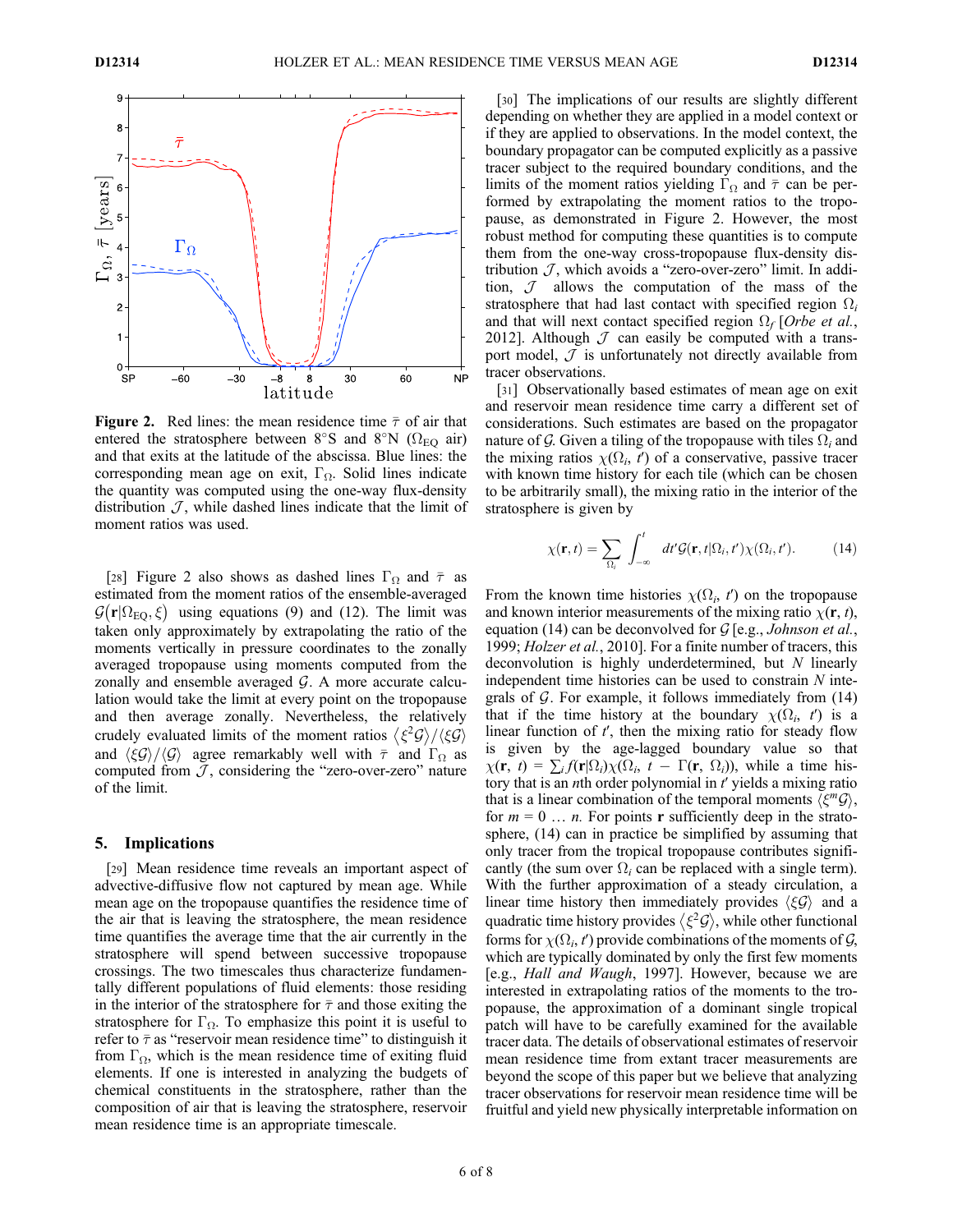**Figure 2.** Red lines: the mean residence time $\bar{\tau}$ of air that entered the stratosphere between 8°S and 8°N ($\Omega_{EQ}$ air) and that exits at the latitude of the abscissa. Blue lines: the corresponding mean age on exit, $\Gamma_\Omega$. Solid lines indicate the quantity was computed using the one-way flux-density distribution $\mathcal{J}$, while dashed lines indicate that the limit of moment ratios was used.

[28] Figure 2 also shows as dashed lines $\Gamma_\Omega$ and $\bar{\tau}$ as estimated from the moment ratios of the ensemble-averaged $\mathcal{G}(\mathbf{r}|\Omega_{EQ}, \xi)$ using equations (9) and (12). The limit was taken only approximately by extrapolating the ratio of the moments vertically in pressure coordinates to the zonally averaged tropopause using moments computed from the zonally and ensemble averaged $\mathcal{G}$. A more accurate calculation would take the limit at every point on the tropopause and then average zonally. Nevertheless, the relatively crudely evaluated limits of the moment ratios $\langle \xi^2 \mathcal{G} \rangle / \langle \xi \mathcal{G} \rangle$ and $\langle \xi \mathcal{G} \rangle / \langle \mathcal{G} \rangle$ agree remarkably well with $\bar{\tau}$ and $\Gamma_\Omega$ as computed from $\mathcal{J}$, considering the "zero-over-zero" nature of the limit.

## 5. Implications

[29] Mean residence time reveals an important aspect of advective-diffusive flow not captured by mean age. While mean age on the tropopause quantifies the residence time of the air that is leaving the stratosphere, the mean residence time quantifies the average time that the air currently in the stratosphere will spend between successive tropopause crossings. The two timescales thus characterize fundamentally different populations of fluid elements: those residing in the interior of the stratosphere for $\bar{\tau}$ and those exiting the stratosphere for $\Gamma_\Omega$. To emphasize this point it is useful to refer to $\bar{\tau}$ as "reservoir mean residence time" to distinguish it from $\Gamma_\Omega$, which is the mean residence time of exiting fluid elements. If one is interested in analyzing the budgets of chemical constituents in the stratosphere, rather than the composition of air that is leaving the stratosphere, reservoir mean residence time is an appropriate timescale.

[30] The implications of our results are slightly different depending on whether they are applied in a model context or if they are applied to observations. In the model context, the boundary propagator can be computed explicitly as a passive tracer subject to the required boundary conditions, and the limits of the moment ratios yielding $\Gamma_\Omega$ and $\bar{\tau}$ can be performed by extrapolating the moment ratios to the tropopause, as demonstrated in Figure 2. However, the most robust method for computing these quantities is to compute them from the one-way cross-tropopause flux-density distribution $\mathcal{J}$, which avoids a "zero-over-zero" limit. In addition, $\mathcal{J}$ allows the computation of the mass of the stratosphere that had last contact with specified region $\Omega_i$ and that will next contact specified region $\Omega_f$ [*Orbe et al.*, 2012]. Although $\mathcal{J}$ can easily be computed with a transport model, $\mathcal{J}$ is unfortunately not directly available from tracer observations.

[31] Observationally based estimates of mean age on exit and reservoir mean residence time carry a different set of considerations. Such estimates are based on the propagator nature of $\mathcal{G}$. Given a tiling of the tropopause with tiles $\Omega_i$ and the mixing ratios $\chi(\Omega_i, t')$ of a conservative, passive tracer with known time history for each tile (which can be chosen to be arbitrarily small), the mixing ratio in the interior of the stratosphere is given by

$$\chi(\mathbf{r}, t) = \sum_{\Omega_i} \int_{-\infty}^{t} dt' \mathcal{G}(\mathbf{r}, t|\Omega_i, t') \chi(\Omega_i, t'). \tag{14}$$

From the known time histories $\chi(\Omega_i, t')$ on the tropopause and known interior measurements of the mixing ratio $\chi(\mathbf{r}, t)$, equation (14) can be deconvolved for $\mathcal{G}$ [e.g., *Johnson et al.*, 1999; *Holzer et al.*, 2010]. For a finite number of tracers, this deconvolution is highly underdetermined, but $N$ linearly independent time histories can be used to constrain $N$ integrals of $\mathcal{G}$. For example, it follows immediately from (14) that if the time history at the boundary $\chi(\Omega_i, t')$ is a linear function of $t'$, then the mixing ratio for steady flow is given by the age-lagged boundary value so that $\chi(\mathbf{r}, t) = \sum_i f(\mathbf{r}|\Omega_i)\chi(\Omega_i, t - \Gamma(\mathbf{r}, \Omega_i))$, while a time history that is an $n$th order polynomial in $t'$ yields a mixing ratio that is a linear combination of the temporal moments $\langle \xi^m \mathcal{G} \rangle$, for $m = 0 \ldots n$. For points $\mathbf{r}$ sufficiently deep in the stratosphere, (14) can in practice be simplified by assuming that only tracer from the tropical tropopause contributes significantly (the sum over $\Omega_i$ can be replaced with a single term). With the further approximation of a steady circulation, a linear time history then immediately provides $\langle \xi \mathcal{G} \rangle$ and a quadratic time history provides $\langle \xi^2 \mathcal{G} \rangle$, while other functional forms for $\chi(\Omega_i, t')$ provide combinations of the moments of $\mathcal{G}$, which are typically dominated by only the first few moments [e.g., *Hall and Waugh*, 1997]. However, because we are interested in extrapolating ratios of the moments to the tropopause, the approximation of a dominant single tropical patch will have to be carefully examined for the available tracer data. The details of observational estimates of reservoir mean residence time from extant tracer measurements are beyond the scope of this paper but we believe that analyzing tracer observations for reservoir mean residence time will be fruitful and yield new physically interpretable information on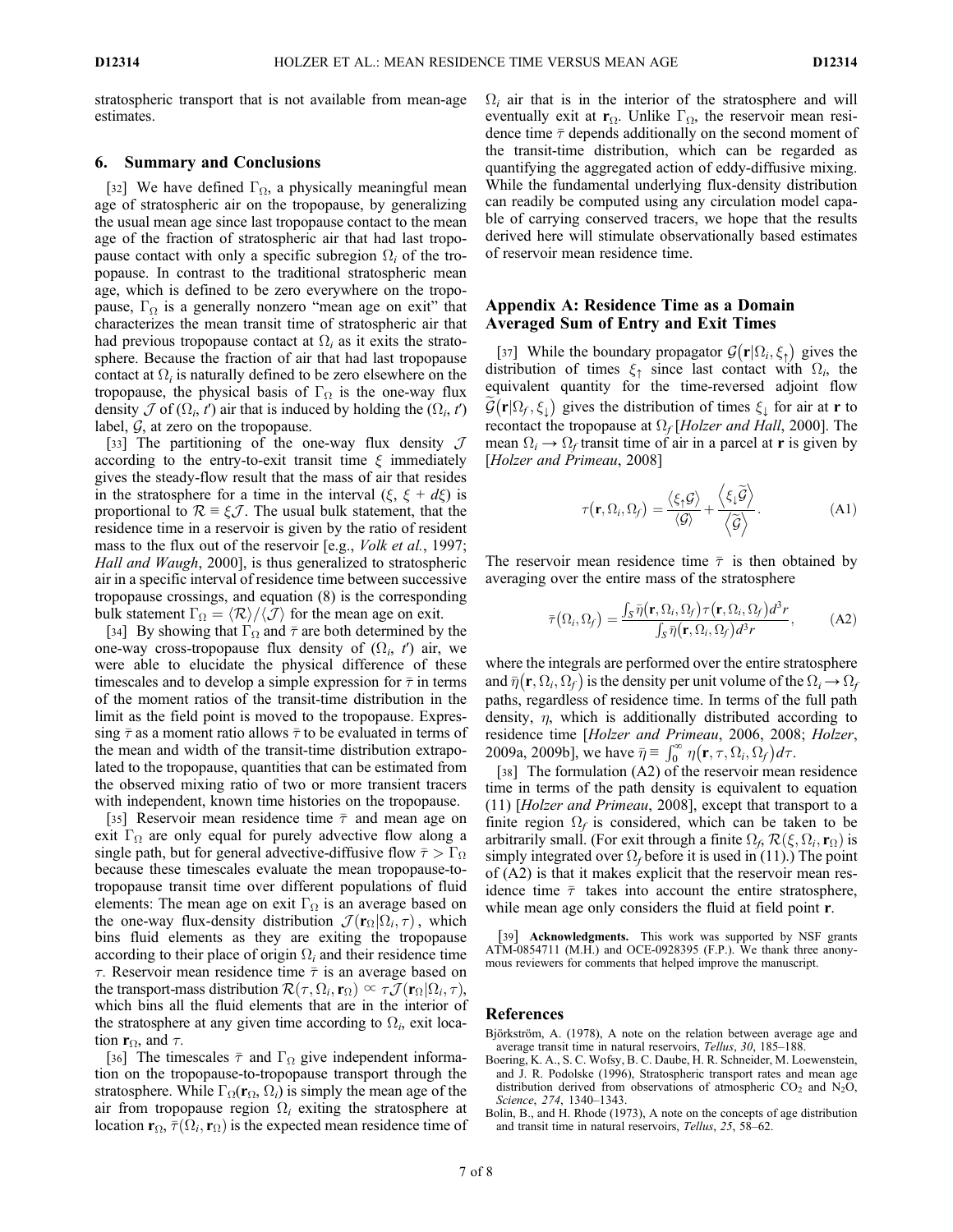stratospheric transport that is not available from mean-age estimates.

## 6. Summary and Conclusions

[32] We have defined $\Gamma_\Omega$, a physically meaningful mean age of stratospheric air on the tropopause, by generalizing the usual mean age since last tropopause contact to the mean age of the fraction of stratospheric air that had last tropopause contact with only a specific subregion $\Omega_i$ of the tropopause. In contrast to the traditional stratospheric mean age, which is defined to be zero everywhere on the tropopause, $\Gamma_\Omega$ is a generally nonzero "mean age on exit" that characterizes the mean transit time of stratospheric air that had previous tropopause contact at $\Omega_i$ as it exits the stratosphere. Because the fraction of air that had last tropopause contact at $\Omega_i$ is naturally defined to be zero elsewhere on the tropopause, the physical basis of $\Gamma_\Omega$ is the one-way flux density $\mathcal{J}$ of $(\Omega_i, t')$ air that is induced by holding the $(\Omega_i, t')$ label, $\mathcal{G}$, at zero on the tropopause.

[33] The partitioning of the one-way flux density $\mathcal{J}$ according to the entry-to-exit transit time $\xi$ immediately gives the steady-flow result that the mass of air that resides in the stratosphere for a time in the interval $(\xi, \xi + d\xi)$ is proportional to $\mathcal{R} \equiv \xi\mathcal{J}$. The usual bulk statement, that the residence time in a reservoir is given by the ratio of resident mass to the flux out of the reservoir [e.g., *Volk et al.*, 1997; *Hall and Waugh*, 2000], is thus generalized to stratospheric air in a specific interval of residence time between successive tropopause crossings, and equation (8) is the corresponding bulk statement $\Gamma_\Omega = \langle\mathcal{R}\rangle/\langle\mathcal{J}\rangle$ for the mean age on exit.

[34] By showing that $\Gamma_\Omega$ and $\bar{\tau}$ are both determined by the one-way cross-tropopause flux density of $(\Omega_i, t')$ air, we were able to elucidate the physical difference of these timescales and to develop a simple expression for $\bar{\tau}$ in terms of the moment ratios of the transit-time distribution in the limit as the field point is moved to the tropopause. Expressing $\bar{\tau}$ as a moment ratio allows $\bar{\tau}$ to be evaluated in terms of the mean and width of the transit-time distribution extrapolated to the tropopause, quantities that can be estimated from the observed mixing ratio of two or more transient tracers with independent, known time histories on the tropopause.

[35] Reservoir mean residence time $\bar{\tau}$ and mean age on exit $\Gamma_\Omega$ are only equal for purely advective flow along a single path, but for general advective-diffusive flow $\bar{\tau} > \Gamma_\Omega$ because these timescales evaluate the mean tropopause-to-tropopause transit time over different populations of fluid elements: The mean age on exit $\Gamma_\Omega$ is an average based on the one-way flux-density distribution $\mathcal{J}(\mathbf{r}_\Omega|\Omega_i, \tau)$, which bins fluid elements as they are exiting the tropopause according to their place of origin $\Omega_i$ and their residence time $\tau$. Reservoir mean residence time $\bar{\tau}$ is an average based on the transport-mass distribution $\mathcal{R}(\tau, \Omega_i, \mathbf{r}_\Omega) \propto \tau\mathcal{J}(\mathbf{r}_\Omega|\Omega_i, \tau)$, which bins all the fluid elements that are in the interior of the stratosphere at any given time according to $\Omega_i$, exit location $\mathbf{r}_\Omega$, and $\tau$.

[36] The timescales $\bar{\tau}$ and $\Gamma_\Omega$ give independent information on the tropopause-to-tropopause transport through the stratosphere. While $\Gamma_\Omega(\mathbf{r}_\Omega, \Omega_i)$ is simply the mean age of the air from tropopause region $\Omega_i$ exiting the stratosphere at location $\mathbf{r}_\Omega$, $\bar{\tau}(\Omega_i, \mathbf{r}_\Omega)$ is the expected mean residence time of $\Omega_i$ air that is in the interior of the stratosphere and will eventually exit at $\mathbf{r}_\Omega$. Unlike $\Gamma_\Omega$, the reservoir mean residence time $\bar{\tau}$ depends additionally on the second moment of the transit-time distribution, which can be regarded as quantifying the aggregated action of eddy-diffusive mixing. While the fundamental underlying flux-density distribution can readily be computed using any circulation model capable of carrying conserved tracers, we hope that the results derived here will stimulate observationally based estimates of reservoir mean residence time.

## Appendix A: Residence Time as a Domain Averaged Sum of Entry and Exit Times

[37] While the boundary propagator $\mathcal{G}(\mathbf{r}|\Omega_i, \xi_\uparrow)$ gives the distribution of times $\xi_\uparrow$ since last contact with $\Omega_i$, the equivalent quantity for the time-reversed adjoint flow $\widetilde{\mathcal{G}}(\mathbf{r}|\Omega_f, \xi_\downarrow)$ gives the distribution of times $\xi_\downarrow$ for air at $\mathbf{r}$ to recontact the tropopause at $\Omega_f$ [*Holzer and Hall*, 2000]. The mean $\Omega_i \rightarrow \Omega_f$ transit time of air in a parcel at $\mathbf{r}$ is given by [*Holzer and Primeau*, 2008]

$$\tau(\mathbf{r}, \Omega_i, \Omega_f) = \frac{\langle \xi_\uparrow \mathcal{G} \rangle}{\langle \mathcal{G} \rangle} + \frac{\langle \xi_\downarrow \widetilde{\mathcal{G}} \rangle}{\langle \widetilde{\mathcal{G}} \rangle}. \tag{A1}$$

The reservoir mean residence time $\bar{\tau}$ is then obtained by averaging over the entire mass of the stratosphere

$$\bar{\tau}(\Omega_i, \Omega_f) = \frac{\int_S \bar{\eta}(\mathbf{r}, \Omega_i, \Omega_f)\tau(\mathbf{r}, \Omega_i, \Omega_f)d^3r}{\int_S \bar{\eta}(\mathbf{r}, \Omega_i, \Omega_f)d^3r}, \tag{A2}$$

where the integrals are performed over the entire stratosphere and $\bar{\eta}(\mathbf{r}, \Omega_i, \Omega_f)$ is the density per unit volume of the $\Omega_i \rightarrow \Omega_f$ paths, regardless of residence time. In terms of the full path density, $\eta$, which is additionally distributed according to residence time [*Holzer and Primeau*, 2006, 2008; *Holzer*, 2009a, 2009b], we have $\bar{\eta} \equiv \int_0^\infty \eta(\mathbf{r}, \tau, \Omega_i, \Omega_f)d\tau$.

[38] The formulation (A2) of the reservoir mean residence time in terms of the path density is equivalent to equation (11) [*Holzer and Primeau*, 2008], except that transport to a finite region $\Omega_f$ is considered, which can be taken to be arbitrarily small. (For exit through a finite $\Omega_f$, $\mathcal{R}(\xi, \Omega_i, \mathbf{r}_\Omega)$ is simply integrated over $\Omega_f$ before it is used in (11).) The point of (A2) is that it makes explicit that the reservoir mean residence time $\bar{\tau}$ takes into account the entire stratosphere, while mean age only considers the fluid at field point $\mathbf{r}$.

[39] **Acknowledgments.** This work was supported by NSF grants ATM-0854711 (M.H.) and OCE-0928395 (F.P.). We thank three anonymous reviewers for comments that helped improve the manuscript.

## References

Björkström, A. (1978), A note on the relation between average age and average transit time in natural reservoirs, *Tellus*, *30*, 185–188.

Boering, K. A., S. C. Wofsy, B. C. Daube, H. R. Schneider, M. Loewenstein, and J. R. Podolske (1996), Stratospheric transport rates and mean age distribution derived from observations of atmospheric $CO_2$ and $N_2O$, *Science*, *274*, 1340–1343.

Bolin, B., and H. Rhode (1973), A note on the concepts of age distribution and transit time in natural reservoirs, *Tellus*, *25*, 58–62.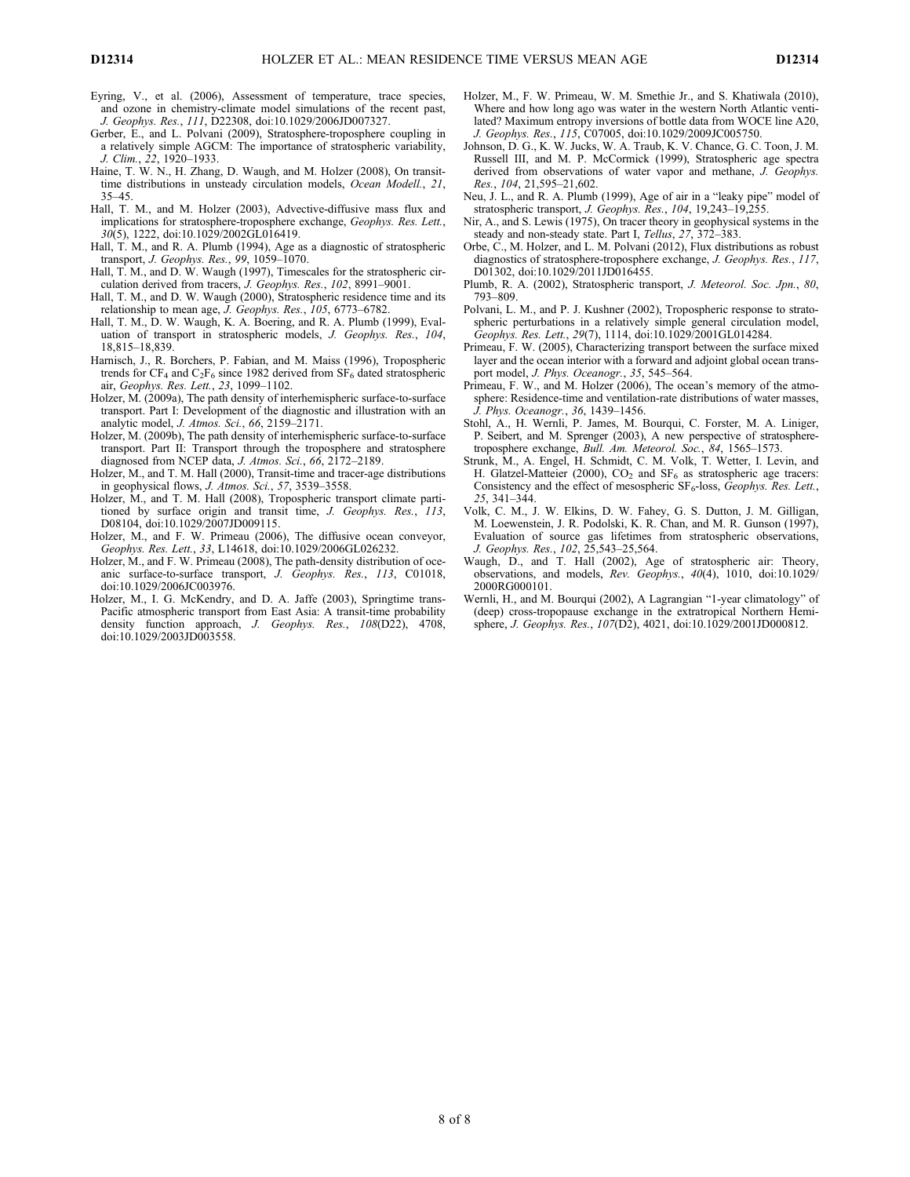Eyring, V., et al. (2006), Assessment of temperature, trace species, and ozone in chemistry-climate model simulations of the recent past, *J. Geophys. Res.*, *111*, D22308, doi:10.1029/2006JD007327.

Gerber, E., and L. Polvani (2009), Stratosphere-troposphere coupling in a relatively simple AGCM: The importance of stratospheric variability, *J. Clim.*, *22*, 1920–1933.

Haine, T. W. N., H. Zhang, D. Waugh, and M. Holzer (2008), On transit-time distributions in unsteady circulation models, *Ocean Modell.*, *21*, 35–45.

Hall, T. M., and M. Holzer (2003), Advective-diffusive mass flux and implications for stratosphere-troposphere exchange, *Geophys. Res. Lett.*, *30*(5), 1222, doi:10.1029/2002GL016419.

Hall, T. M., and R. A. Plumb (1994), Age as a diagnostic of stratospheric transport, *J. Geophys. Res.*, *99*, 1059–1070.

Hall, T. M., and D. W. Waugh (1997), Timescales for the stratospheric circulation derived from tracers, *J. Geophys. Res.*, *102*, 8991–9001.

Hall, T. M., and D. W. Waugh (2000), Stratospheric residence time and its relationship to mean age, *J. Geophys. Res.*, *105*, 6773–6782.

Hall, T. M., D. W. Waugh, K. A. Boering, and R. A. Plumb (1999), Evaluation of transport in stratospheric models, *J. Geophys. Res.*, *104*, 18,815–18,839.

Harnisch, J., R. Borchers, P. Fabian, and M. Maiss (1996), Tropospheric trends for $CF_4$ and $C_2F_6$ since 1982 derived from $SF_6$ dated stratospheric air, *Geophys. Res. Lett.*, *23*, 1099–1102.

Holzer, M. (2009a), The path density of interhemispheric surface-to-surface transport. Part I: Development of the diagnostic and illustration with an analytic model, *J. Atmos. Sci.*, *66*, 2159–2171.

Holzer, M. (2009b), The path density of interhemispheric surface-to-surface transport. Part II: Transport through the troposphere and stratosphere diagnosed from NCEP data, *J. Atmos. Sci.*, *66*, 2172–2189.

Holzer, M., and T. M. Hall (2000), Transit-time and tracer-age distributions in geophysical flows, *J. Atmos. Sci.*, *57*, 3539–3558.

Holzer, M., and T. M. Hall (2008), Tropospheric transport climate partitioned by surface origin and transit time, *J. Geophys. Res.*, *113*, D08104, doi:10.1029/2007JD009115.

Holzer, M., and F. W. Primeau (2006), The diffusive ocean conveyor, *Geophys. Res. Lett.*, *33*, L14618, doi:10.1029/2006GL026232.

Holzer, M., and F. W. Primeau (2008), The path-density distribution of oceanic surface-to-surface transport, *J. Geophys. Res.*, *113*, C01018, doi:10.1029/2006JC003976.

Holzer, M., I. G. McKendry, and D. A. Jaffe (2003), Springtime trans-Pacific atmospheric transport from East Asia: A transit-time probability density function approach, *J. Geophys. Res.*, *108*(D22), 4708, doi:10.1029/2003JD003558.

Holzer, M., F. W. Primeau, W. M. Smethie Jr., and S. Khatiwala (2010), Where and how long ago was water in the western North Atlantic ventilated? Maximum entropy inversions of bottle data from WOCE line A20, *J. Geophys. Res.*, *115*, C07005, doi:10.1029/2009JC005750.

Johnson, D. G., K. W. Jucks, W. A. Traub, K. V. Chance, G. C. Toon, J. M. Russell III, and M. P. McCormick (1999), Stratospheric age spectra derived from observations of water vapor and methane, *J. Geophys. Res.*, *104*, 21,595–21,602.

Neu, J. L., and R. A. Plumb (1999), Age of air in a "leaky pipe" model of stratospheric transport, *J. Geophys. Res.*, *104*, 19,243–19,255.

Nir, A., and S. Lewis (1975), On tracer theory in geophysical systems in the steady and non-steady state. Part I, *Tellus*, *27*, 372–383.

Orbe, C., M. Holzer, and L. M. Polvani (2012), Flux distributions as robust diagnostics of stratosphere-troposphere exchange, *J. Geophys. Res.*, *117*, D01302, doi:10.1029/2011JD016455.

Plumb, R. A. (2002), Stratospheric transport, *J. Meteorol. Soc. Jpn.*, *80*, 793–809.

Polvani, L. M., and P. J. Kushner (2002), Tropospheric response to stratospheric perturbations in a relatively simple general circulation model, *Geophys. Res. Lett.*, *29*(7), 1114, doi:10.1029/2001GL014284.

Primeau, F. W. (2005), Characterizing transport between the surface mixed layer and the ocean interior with a forward and adjoint global ocean transport model, *J. Phys. Oceanogr.*, *35*, 545–564.

Primeau, F. W., and M. Holzer (2006), The ocean's memory of the atmosphere: Residence-time and ventilation-rate distributions of water masses, *J. Phys. Oceanogr.*, *36*, 1439–1456.

Stohl, A., H. Wernli, P. James, M. Bourqui, C. Forster, M. A. Liniger, P. Seibert, and M. Sprenger (2003), A new perspective of stratosphere-troposphere exchange, *Bull. Am. Meteorol. Soc.*, *84*, 1565–1573.

Strunk, M., A. Engel, H. Schmidt, C. M. Volk, T. Wetter, I. Levin, and H. Glatzel-Matteier (2000), $CO_2$ and $SF_6$ as stratospheric age tracers: Consistency and the effect of mesospheric $SF_6$-loss, *Geophys. Res. Lett.*, *25*, 341–344.

Volk, C. M., J. W. Elkins, D. W. Fahey, G. S. Dutton, J. M. Gilligan, M. Loewenstein, J. R. Podolski, K. R. Chan, and M. R. Gunson (1997), Evaluation of source gas lifetimes from stratospheric observations, *J. Geophys. Res.*, *102*, 25,543–25,564.

Waugh, D., and T. Hall (2002), Age of stratospheric air: Theory, observations, and models, *Rev. Geophys.*, *40*(4), 1010, doi:10.1029/2000RG000101.

Wernli, H., and M. Bourqui (2002), A Lagrangian "1-year climatology" of (deep) cross-tropopause exchange in the extratropical Northern Hemisphere, *J. Geophys. Res.*, *107*(D2), 4021, doi:10.1029/2001JD000812.